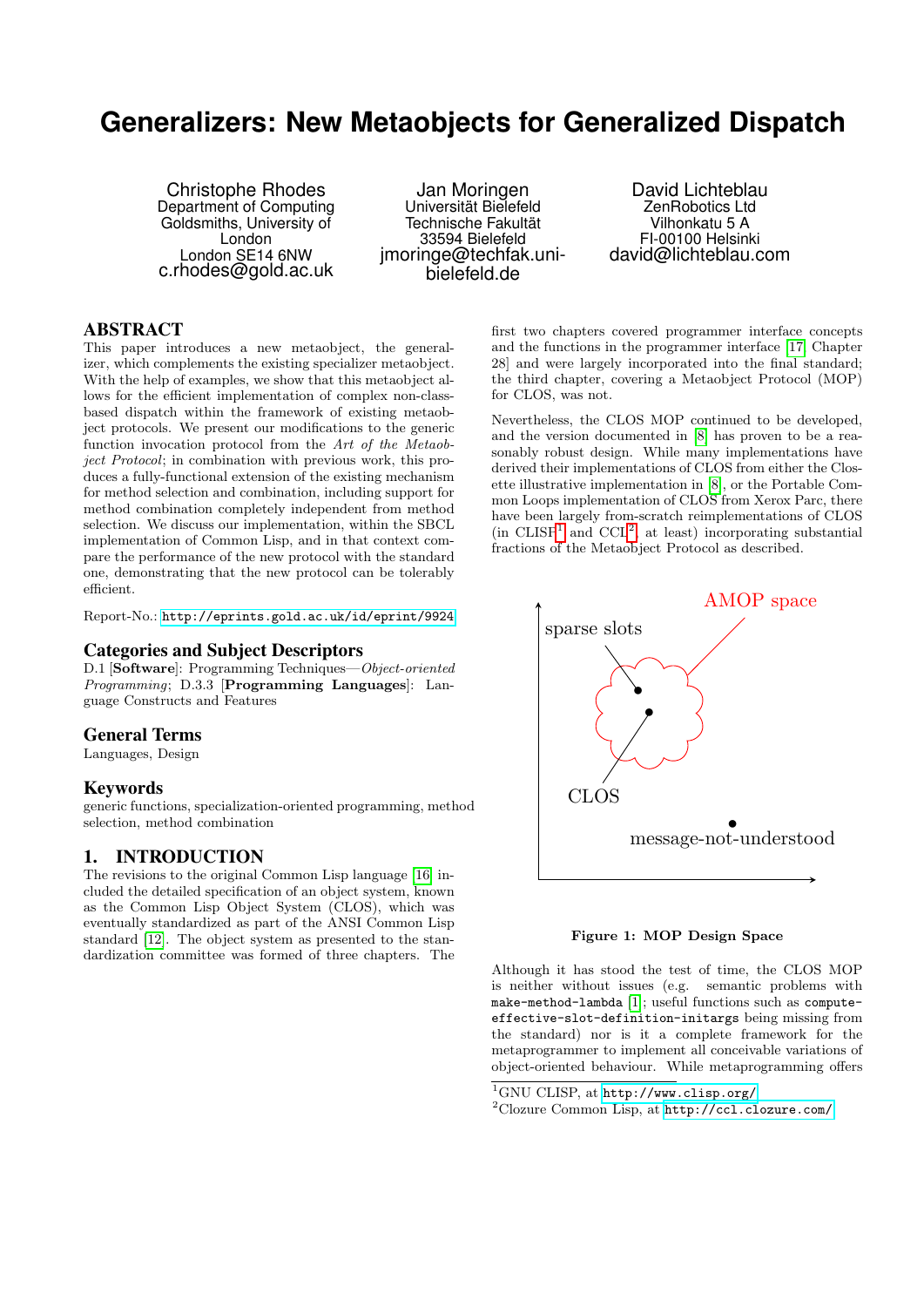# Generalizers: New Metaobjects for Generalized Dispatch

Christophe Rhodes
Department of Computing
Goldsmiths, University of London
London SE14 6NW
c.rhodes@gold.ac.uk

Jan Moringen
Universität Bielefeld
Technische Fakultät
33594 Bielefeld
jmoringe@techfak.uni-bielefeld.de

David Lichteblau
ZenRobotics Ltd
Vilhonkatu 5 A
FI-00100 Helsinki
david@lichteblau.com

## ABSTRACT

This paper introduces a new metaobject, the generalizer, which complements the existing specializer metaobject. With the help of examples, we show that this metaobject allows for the efficient implementation of complex non-class-based dispatch within the framework of existing metaobject protocols. We present our modifications to the generic function invocation protocol from the *Art of the Metaobject Protocol*; in combination with previous work, this produces a fully-functional extension of the existing mechanism for method selection and combination, including support for method combination completely independent from method selection. We discuss our implementation, within the SBCL implementation of Common Lisp, and in that context compare the performance of the new protocol with the standard one, demonstrating that the new protocol can be tolerably efficient.

Report-No.: http://eprints.gold.ac.uk/id/eprint/9924

## Categories and Subject Descriptors

D.1 [**Software**]: Programming Techniques—*Object-oriented Programming*; D.3.3 [**Programming Languages**]: Language Constructs and Features

## General Terms

Languages, Design

## Keywords

generic functions, specialization-oriented programming, method selection, method combination

## 1. INTRODUCTION

The revisions to the original Common Lisp language [16] included the detailed specification of an object system, known as the Common Lisp Object System (CLOS), which was eventually standardized as part of the ANSI Common Lisp standard [12]. The object system as presented to the standardization committee was formed of three chapters. The first two chapters covered programmer interface concepts and the functions in the programmer interface [17] Chapter 28] and were largely incorporated into the final standard; the third chapter, covering a Metaobject Protocol (MOP) for CLOS, was not.

Nevertheless, the CLOS MOP continued to be developed, and the version documented in [8] has proven to be a reasonably robust design. While many implementations have derived their implementations of CLOS from either the Closette illustrative implementation in [8], or the Portable Common Loops implementation of CLOS from Xerox Parc, there have been largely from-scratch reimplementations of CLOS (in CLISP[1] and CCL[2], at least) incorporating substantial fractions of the Metaobject Protocol as described.

**Figure 1: MOP Design Space**

Although it has stood the test of time, the CLOS MOP is neither without issues (e.g. semantic problems with `make-method-lambda` [1]; useful functions such as `compute-effective-slot-definition-initargs` being missing from the standard) nor is it a complete framework for the metaprogrammer to implement all conceivable variations of object-oriented behaviour. While metaprogramming offers

[1] GNU CLISP, at http://www.clisp.org/

[2] Clozure Common Lisp, at http://ccl.clozure.com/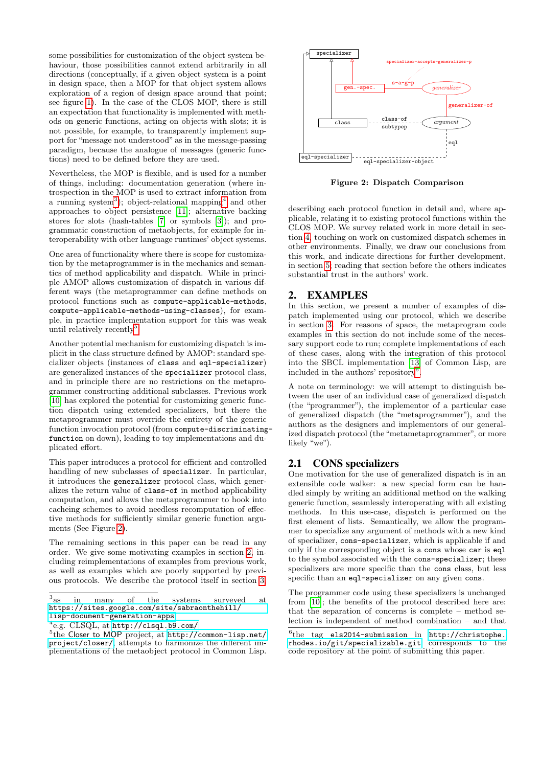some possibilities for customization of the object system behaviour, those possibilities cannot extend arbitrarily in all directions (conceptually, if a given object system is a point in design space, then a MOP for that object system allows exploration of a region of design space around that point; see figure 1). In the case of the CLOS MOP, there is still an expectation that functionality is implemented with methods on generic functions, acting on objects with slots; it is not possible, for example, to transparently implement support for "message not understood" as in the message-passing paradigm, because the analogue of messages (generic functions) need to be defined before they are used.

Nevertheless, the MOP is flexible, and is used for a number of things, including: documentation generation (where introspection in the MOP is used to extract information from a running system[3]); object-relational mapping[4] and other approaches to object persistence [11]; alternative backing stores for slots (hash-tables [7] or symbols [3]); and programmatic construction of metaobjects, for example for interoperability with other language runtimes' object systems.

One area of functionality where there is scope for customization by the metaprogrammer is in the mechanics and semantics of method applicability and dispatch. While in principle AMOP allows customization of dispatch in various different ways (the metaprogrammer can define methods on protocol functions such as `compute-applicable-methods`, `compute-applicable-methods-using-classes`), for example, in practice implementation support for this was weak until relatively recently[5].

Another potential mechanism for customizing dispatch is implicit in the class structure defined by AMOP: standard specializer objects (instances of `class` and `eql-specializer`) are generalized instances of the `specializer` protocol class, and in principle there are no restrictions on the metaprogrammer constructing additional subclasses. Previous work [10] has explored the potential for customizing generic function dispatch using extended specializers, but there the metaprogrammer must override the entirety of the generic function invocation protocol (from `compute-discriminating-function` on down), leading to toy implementations and duplicated effort.

This paper introduces a protocol for efficient and controlled handling of new subclasses of `specializer`. In particular, it introduces the `generalizer` protocol class, which generalizes the return value of `class-of` in method applicability computation, and allows the metaprogrammer to hook into cacheing schemes to avoid needless recomputation of effective methods for sufficiently similar generic function arguments (See Figure 2).

The remaining sections in this paper can be read in any order. We give some motivating examples in section 2, including reimplementations of examples from previous work, as well as examples which are poorly supported by previous protocols. We describe the protocol itself in section 3, describing each protocol function in detail and, where applicable, relating it to existing protocol functions within the CLOS MOP. We survey related work in more detail in section 4, touching on work on customized dispatch schemes in other environments. Finally, we draw our conclusions from this work, and indicate directions for further development, in section 5; reading that section before the others indicates substantial trust in the authors' work.

**Figure 2: Dispatch Comparison**

## 2. EXAMPLES

In this section, we present a number of examples of dispatch implemented using our protocol, which we describe in section 3. For reasons of space, the metaprogram code examples in this section do not include some of the necessary support code to run; complete implementations of each of these cases, along with the integration of this protocol into the SBCL implementation [13] of Common Lisp, are included in the authors' repository[6].

A note on terminology: we will attempt to distinguish between the user of an individual case of generalized dispatch (the "programmer"), the implementor of a particular case of generalized dispatch (the "metaprogrammer"), and the authors as the designers and implementors of our generalized dispatch protocol (the "metametaprogrammer", or more likely "we").

### 2.1 CONS specializers

One motivation for the use of generalized dispatch is in an extensible code walker: a new special form can be handled simply by writing an additional method on the walking generic function, seamlessly interoperating with all existing methods. In this use-case, dispatch is performed on the first element of lists. Semantically, we allow the programmer to specialize any argument of methods with a new kind of specializer, `cons-specializer`, which is applicable if and only if the corresponding object is a `cons` whose `car` is `eql` to the symbol associated with the `cons-specializer`; these specializers are more specific than the `cons` class, but less specific than an `eql-specializer` on any given `cons`.

The programmer code using these specializers is unchanged from [10]; the benefits of the protocol described here are: that the separation of concerns is complete – method selection is independent of method combination – and that

[3] as in many of the systems surveyed at https://sites.google.com/site/sabraonthehill/lisp-document-generation-apps

[4] e.g. CLSQL, at http://clsql.b9.com/

[5] the Closer to MOP project, at http://common-lisp.net/project/closer/, attempts to harmonize the different implementations of the metaobject protocol in Common Lisp.

[6] the tag `els2014-submission` in http://christophe.rhodes.io/git/specializable.git corresponds to the code repository at the point of submitting this paper.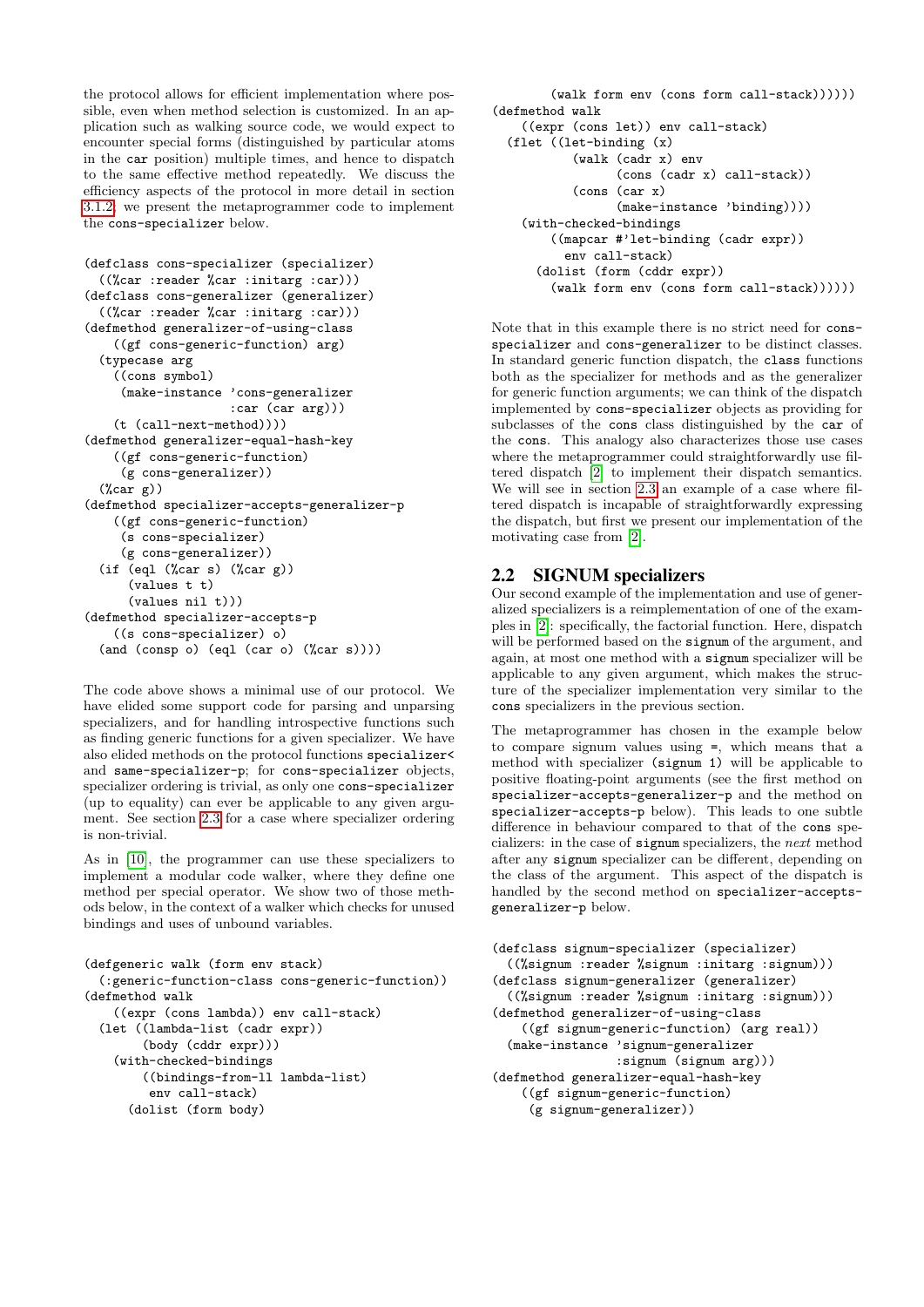the protocol allows for efficient implementation where possible, even when method selection is customized. In an application such as walking source code, we would expect to encounter special forms (distinguished by particular atoms in the car position) multiple times, and hence to dispatch to the same effective method repeatedly. We discuss the efficiency aspects of the protocol in more detail in section 3.1.2; we present the metaprogrammer code to implement the cons-specializer below.

```
(defclass cons-specializer (specializer)
  ((%car :reader %car :initarg :car)))
(defclass cons-generalizer (generalizer)
  ((%car :reader %car :initarg :car)))
(defmethod generalizer-of-using-class
    ((gf cons-generic-function) arg)
  (typecase arg
    ((cons symbol)
     (make-instance 'cons-generalizer
                    :car (car arg)))
    (t (call-next-method))))
(defmethod generalizer-equal-hash-key
    ((gf cons-generic-function)
     (g cons-generalizer))
  (%car g))
(defmethod specializer-accepts-generalizer-p
    ((gf cons-generic-function)
     (s cons-specializer)
     (g cons-generalizer))
  (if (eql (%car s) (%car g))
      (values t t)
      (values nil t)))
(defmethod specializer-accepts-p
    ((s cons-specializer) o)
  (and (consp o) (eql (car o) (%car s))))
```

The code above shows a minimal use of our protocol. We have elided some support code for parsing and unparsing specializers, and for handling introspective functions such as finding generic functions for a given specializer. We have also elided methods on the protocol functions specializer< and same-specializer-p; for cons-specializer objects, specializer ordering is trivial, as only one cons-specializer (up to equality) can ever be applicable to any given argument. See section 2.3 for a case where specializer ordering is non-trivial.

As in [10], the programmer can use these specializers to implement a modular code walker, where they define one method per special operator. We show two of those methods below, in the context of a walker which checks for unused bindings and uses of unbound variables.

```
(defgeneric walk (form env stack)
  (:generic-function-class cons-generic-function))
(defmethod walk
    ((expr (cons lambda)) env call-stack)
  (let ((lambda-list (cadr expr))
        (body (cddr expr)))
    (with-checked-bindings
        ((bindings-from-ll lambda-list)
         env call-stack)
      (dolist (form body)
        (walk form env (cons form call-stack))))))
(defmethod walk
    ((expr (cons let)) env call-stack)
  (flet ((let-binding (x)
           (walk (cadr x) env
                 (cons (cadr x) call-stack))
           (cons (car x)
                 (make-instance 'binding))))
    (with-checked-bindings
        ((mapcar #'let-binding (cadr expr))
         env call-stack)
      (dolist (form (cddr expr))
        (walk form env (cons form call-stack))))))
```

Note that in this example there is no strict need for cons-specializer and cons-generalizer to be distinct classes. In standard generic function dispatch, the class functions both as the specializer for methods and as the generalizer for generic function arguments; we can think of the dispatch implemented by cons-specializer objects as providing for subclasses of the cons class distinguished by the car of the cons. This analogy also characterizes those use cases where the metaprogrammer could straightforwardly use filtered dispatch [2] to implement their dispatch semantics. We will see in section 2.3 an example of a case where filtered dispatch is incapable of straightforwardly expressing the dispatch, but first we present our implementation of the motivating case from [2].

## 2.2 SIGNUM specializers

Our second example of the implementation and use of generalized specializers is a reimplementation of one of the examples in [2]: specifically, the factorial function. Here, dispatch will be performed based on the signum of the argument, and again, at most one method with a signum specializer will be applicable to any given argument, which makes the structure of the specializer implementation very similar to the cons specializers in the previous section.

The metaprogrammer has chosen in the example below to compare signum values using =, which means that a method with specializer (signum 1) will be applicable to positive floating-point arguments (see the first method on specializer-accepts-generalizer-p and the method on specializer-accepts-p below). This leads to one subtle difference in behaviour compared to that of the cons specializers: in the case of signum specializers, the *next* method after any signum specializer can be different, depending on the class of the argument. This aspect of the dispatch is handled by the second method on specializer-accepts-generalizer-p below.

```
(defclass signum-specializer (specializer)
  ((%signum :reader %signum :initarg :signum)))
(defclass signum-generalizer (generalizer)
  ((%signum :reader %signum :initarg :signum)))
(defmethod generalizer-of-using-class
    ((gf signum-generic-function) (arg real))
  (make-instance 'signum-generalizer
                 :signum (signum arg)))
(defmethod generalizer-equal-hash-key
    ((gf signum-generic-function)
     (g signum-generalizer))
```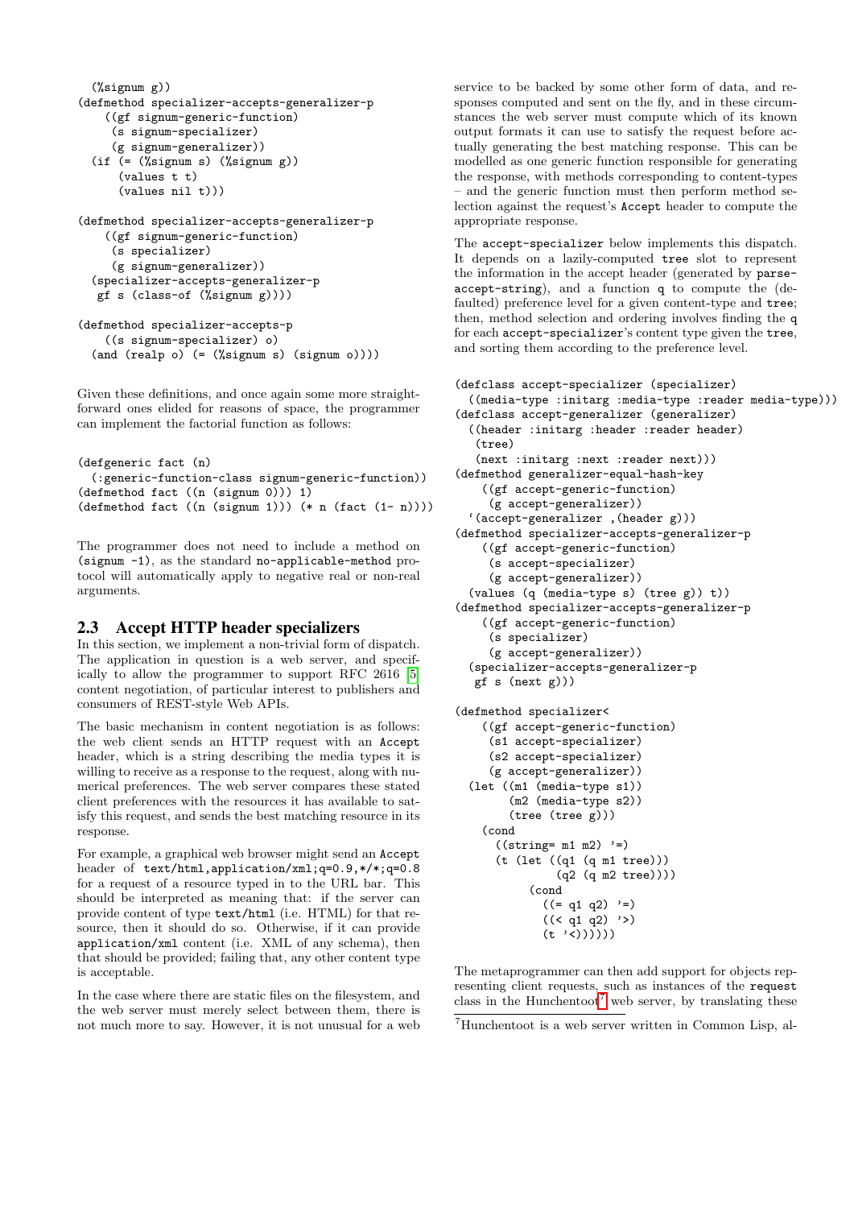```
  (%signum g))
(defmethod specializer-accepts-generalizer-p
    ((gf signum-generic-function)
     (s signum-specializer)
     (g signum-generalizer))
  (if (= (%signum s) (%signum g))
      (values t t)
      (values nil t)))

(defmethod specializer-accepts-generalizer-p
    ((gf signum-generic-function)
     (s specializer)
     (g signum-generalizer))
  (specializer-accepts-generalizer-p
   gf s (class-of (%signum g))))

(defmethod specializer-accepts-p
    ((s signum-specializer) o)
  (and (realp o) (= (%signum s) (signum o))))
```

Given these definitions, and once again some more straightforward ones elided for reasons of space, the programmer can implement the factorial function as follows:

```
(defgeneric fact (n)
  (:generic-function-class signum-generic-function))
(defmethod fact ((n (signum 0))) 1)
(defmethod fact ((n (signum 1))) (* n (fact (1- n))))
```

The programmer does not need to include a method on `(signum -1)`, as the standard `no-applicable-method` protocol will automatically apply to negative real or non-real arguments.

## 2.3 Accept HTTP header specializers

In this section, we implement a non-trivial form of dispatch. The application in question is a web server, and specifically to allow the programmer to support RFC 2616 [5] content negotiation, of particular interest to publishers and consumers of REST-style Web APIs.

The basic mechanism in content negotiation is as follows: the web client sends an HTTP request with an `Accept` header, which is a string describing the media types it is willing to receive as a response to the request, along with numerical preferences. The web server compares these stated client preferences with the resources it has available to satisfy this request, and sends the best matching resource in its response.

For example, a graphical web browser might send an `Accept` header of `text/html,application/xml;q=0.9,*/*;q=0.8` for a request of a resource typed in to the URL bar. This should be interpreted as meaning that: if the server can provide content of type `text/html` (i.e. HTML) for that resource, then it should do so. Otherwise, if it can provide `application/xml` content (i.e. XML of any schema), then that should be provided; failing that, any other content type is acceptable.

In the case where there are static files on the filesystem, and the web server must merely select between them, there is not much more to say. However, it is not unusual for a web service to be backed by some other form of data, and responses computed and sent on the fly, and in these circumstances the web server must compute which of its known output formats it can use to satisfy the request before actually generating the best matching response. This can be modelled as one generic function responsible for generating the response, with methods corresponding to content-types – and the generic function must then perform method selection against the request's `Accept` header to compute the appropriate response.

The `accept-specializer` below implements this dispatch. It depends on a lazily-computed `tree` slot to represent the information in the accept header (generated by `parse-accept-string`), and a function `q` to compute the (defaulted) preference level for a given content-type and `tree`; then, method selection and ordering involves finding the `q` for each `accept-specializer`'s content type given the `tree`, and sorting them according to the preference level.

```
(defclass accept-specializer (specializer)
  ((media-type :initarg :media-type :reader media-type)))
(defclass accept-generalizer (generalizer)
  ((header :initarg :header :reader header)
   (tree)
   (next :initarg :next :reader next)))
(defmethod generalizer-equal-hash-key
    ((gf accept-generic-function)
     (g accept-generalizer))
  `(accept-generalizer ,(header g)))
(defmethod specializer-accepts-generalizer-p
    ((gf accept-generic-function)
     (s accept-specializer)
     (g accept-generalizer))
  (values (q (media-type s) (tree g)) t))
(defmethod specializer-accepts-generalizer-p
    ((gf accept-generic-function)
     (s specializer)
     (g accept-generalizer))
  (specializer-accepts-generalizer-p
   gf s (next g)))

(defmethod specializer<
    ((gf accept-generic-function)
     (s1 accept-specializer)
     (s2 accept-specializer)
     (g accept-generalizer))
  (let ((m1 (media-type s1))
        (m2 (media-type s2))
        (tree (tree g)))
    (cond
      ((string= m1 m2) '=)
      (t (let ((q1 (q m1 tree)))
               (q2 (q m2 tree))))
           (cond
             ((= q1 q2) '=)
             ((< q1 q2) '>)
             (t '<))))))
```

The metaprogrammer can then add support for objects representing client requests, such as instances of the `request` class in the Hunchentoot[7] web server, by translating these

[7] Hunchentoot is a web server written in Common Lisp, al-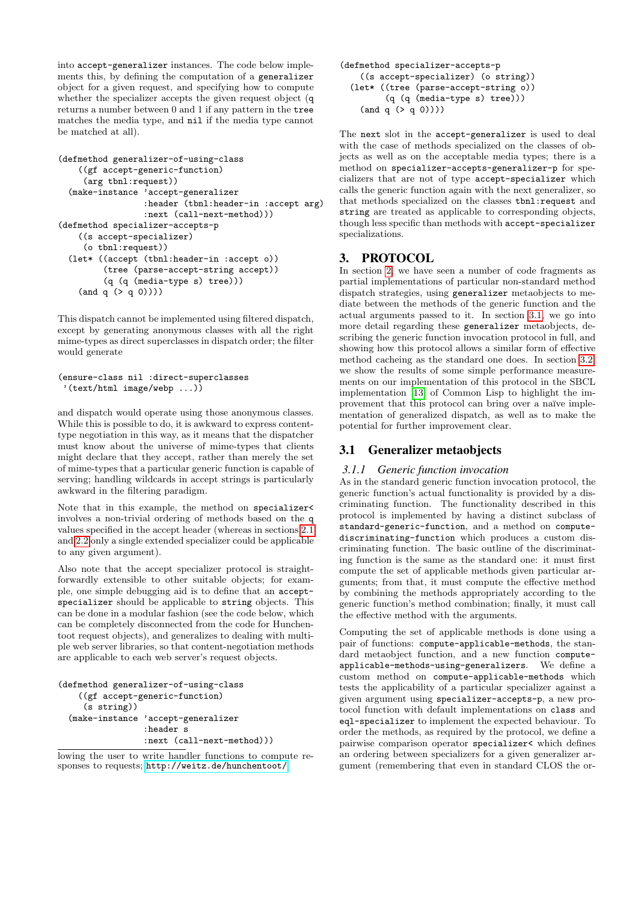into accept-generalizer instances. The code below implements this, by defining the computation of a generalizer object for a given request, and specifying how to compute whether the specializer accepts the given request object (q returns a number between 0 and 1 if any pattern in the tree matches the media type, and nil if the media type cannot be matched at all).

```
(defmethod generalizer-of-using-class
    ((gf accept-generic-function)
     (arg tbnl:request))
  (make-instance 'accept-generalizer
                 :header (tbnl:header-in :accept arg)
                 :next (call-next-method)))
(defmethod specializer-accepts-p
    ((s accept-specializer)
     (o tbnl:request))
  (let* ((accept (tbnl:header-in :accept o))
         (tree (parse-accept-string accept))
         (q (q (media-type s) tree)))
    (and q (> q 0))))
```

This dispatch cannot be implemented using filtered dispatch, except by generating anonymous classes with all the right mime-types as direct superclasses in dispatch order; the filter would generate

```
(ensure-class nil :direct-superclasses
 '(text/html image/webp ...))
```

and dispatch would operate using those anonymous classes. While this is possible to do, it is awkward to express content-type negotiation in this way, as it means that the dispatcher must know about the universe of mime-types that clients might declare that they accept, rather than merely the set of mime-types that a particular generic function is capable of serving; handling wildcards in accept strings is particularly awkward in the filtering paradigm.

Note that in this example, the method on specializer< involves a non-trivial ordering of methods based on the q values specified in the accept header (whereas in sections 2.1 and 2.2 only a single extended specializer could be applicable to any given argument).

Also note that the accept specializer protocol is straightforwardly extensible to other suitable objects; for example, one simple debugging aid is to define that an accept-specializer should be applicable to string objects. This can be done in a modular fashion (see the code below, which can be completely disconnected from the code for Hunchentoot request objects), and generalizes to dealing with multiple web server libraries, so that content-negotiation methods are applicable to each web server's request objects.

```
(defmethod generalizer-of-using-class
    ((gf accept-generic-function)
     (s string))
  (make-instance 'accept-generalizer
                 :header s
                 :next (call-next-method)))
```

lowing the user to write handler functions to compute responses to requests; http://weitz.de/hunchentoot/

```
(defmethod specializer-accepts-p
    ((s accept-specializer) (o string))
  (let* ((tree (parse-accept-string o))
         (q (q (media-type s) tree)))
    (and q (> q 0))))
```

The next slot in the accept-generalizer is used to deal with the case of methods specialized on the classes of objects as well as on the acceptable media types; there is a method on specializer-accepts-generalizer-p for specializers that are not of type accept-specializer which calls the generic function again with the next generalizer, so that methods specialized on the classes tbnl:request and string are treated as applicable to corresponding objects, though less specific than methods with accept-specializer specializations.

# 3. PROTOCOL

In section 2, we have seen a number of code fragments as partial implementations of particular non-standard method dispatch strategies, using generalizer metaobjects to mediate between the methods of the generic function and the actual arguments passed to it. In section 3.1, we go into more detail regarding these generalizer metaobjects, describing the generic function invocation protocol in full, and showing how this protocol allows a similar form of effective method cacheing as the standard one does. In section 3.2, we show the results of some simple performance measurements on our implementation of this protocol in the SBCL implementation [13] of Common Lisp to highlight the improvement that this protocol can bring over a naïve implementation of generalized dispatch, as well as to make the potential for further improvement clear.

## 3.1 Generalizer metaobjects

### *3.1.1 Generic function invocation*

As in the standard generic function invocation protocol, the generic function's actual functionality is provided by a discriminating function. The functionality described in this protocol is implemented by having a distinct subclass of standard-generic-function, and a method on compute-discriminating-function which produces a custom discriminating function. The basic outline of the discriminating function is the same as the standard one: it must first compute the set of applicable methods given particular arguments; from that, it must compute the effective method by combining the methods appropriately according to the generic function's method combination; finally, it must call the effective method with the arguments.

Computing the set of applicable methods is done using a pair of functions: compute-applicable-methods, the standard metaobject function, and a new function compute-applicable-methods-using-generalizers. We define a custom method on compute-applicable-methods which tests the applicability of a particular specializer against a given argument using specializer-accepts-p, a new protocol function with default implementations on class and eql-specializer to implement the expected behaviour. To order the methods, as required by the protocol, we define a pairwise comparison operator specializer< which defines an ordering between specializers for a given generalizer argument (remembering that even in standard CLOS the or-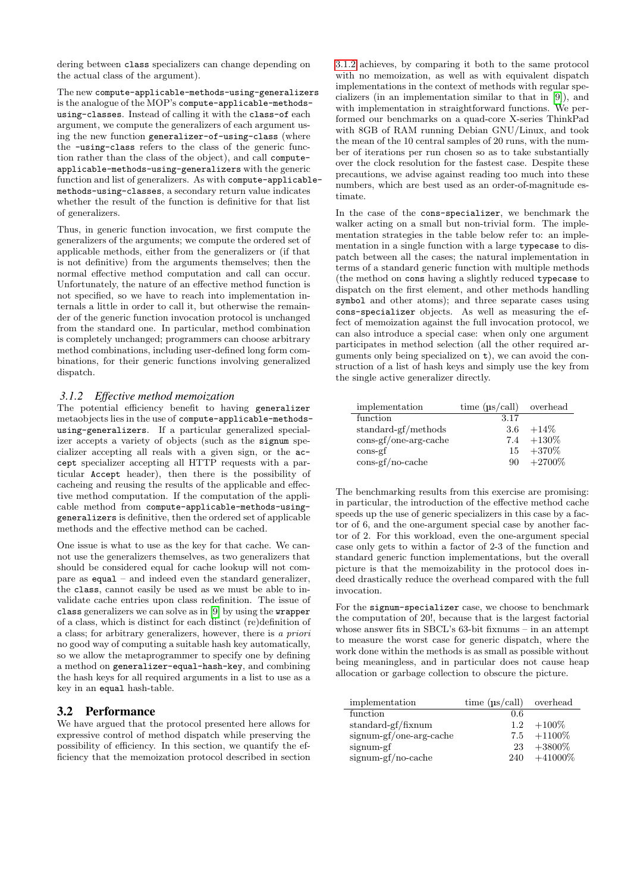dering between class specializers can change depending on the actual class of the argument).

The new compute-applicable-methods-using-generalizers is the analogue of the MOP's compute-applicable-methods-using-classes. Instead of calling it with the class-of each argument, we compute the generalizers of each argument using the new function generalizer-of-using-class (where the -using-class refers to the class of the generic function rather than the class of the object), and call compute-applicable-methods-using-generalizers with the generic function and list of generalizers. As with compute-applicable-methods-using-classes, a secondary return value indicates whether the result of the function is definitive for that list of generalizers.

Thus, in generic function invocation, we first compute the generalizers of the arguments; we compute the ordered set of applicable methods, either from the generalizers or (if that is not definitive) from the arguments themselves; then the normal effective method computation and call can occur. Unfortunately, the nature of an effective method function is not specified, so we have to reach into implementation internals a little in order to call it, but otherwise the remainder of the generic function invocation protocol is unchanged from the standard one. In particular, method combination is completely unchanged; programmers can choose arbitrary method combinations, including user-defined long form combinations, for their generic functions involving generalized dispatch.

### 3.1.2 Effective method memoization

The potential efficiency benefit to having generalizer metaobjects lies in the use of compute-applicable-methods-using-generalizers. If a particular generalized specializer accepts a variety of objects (such as the signum specializer accepting all reals with a given sign, or the accept specializer accepting all HTTP requests with a particular Accept header), then there is the possibility of cacheing and reusing the results of the applicable and effective method computation. If the computation of the applicable method from compute-applicable-methods-using-generalizers is definitive, then the ordered set of applicable methods and the effective method can be cached.

One issue is what to use as the key for that cache. We cannot use the generalizers themselves, as two generalizers that should be considered equal for cache lookup will not compare as equal – and indeed even the standard generalizer, the class, cannot easily be used as we must be able to invalidate cache entries upon class redefinition. The issue of class generalizers we can solve as in [9] by using the wrapper of a class, which is distinct for each distinct (re)definition of a class; for arbitrary generalizers, however, there is *a priori* no good way of computing a suitable hash key automatically, so we allow the metaprogrammer to specify one by defining a method on generalizer-equal-hash-key, and combining the hash keys for all required arguments in a list to use as a key in an equal hash-table.

## 3.2 Performance

We have argued that the protocol presented here allows for expressive control of method dispatch while preserving the possibility of efficiency. In this section, we quantify the efficiency that the memoization protocol described in section 3.1.2 achieves, by comparing it both to the same protocol with no memoization, as well as with equivalent dispatch implementations in the context of methods with regular specializers (in an implementation similar to that in [9]), and with implementation in straightforward functions. We performed our benchmarks on a quad-core X-series ThinkPad with 8GB of RAM running Debian GNU/Linux, and took the mean of the 10 central samples of 20 runs, with the number of iterations per run chosen so as to take substantially over the clock resolution for the fastest case. Despite these precautions, we advise against reading too much into these numbers, which are best used as an order-of-magnitude estimate.

In the case of the cons-specializer, we benchmark the walker acting on a small but non-trivial form. The implementation strategies in the table below refer to: an implementation in a single function with a large typecase to dispatch between all the cases; the natural implementation in terms of a standard generic function with multiple methods (the method on cons having a slightly reduced typecase to dispatch on the first element, and other methods handling symbol and other atoms); and three separate cases using cons-specializer objects. As well as measuring the effect of memoization against the full invocation protocol, we can also introduce a special case: when only one argument participates in method selection (all the other required arguments only being specialized on t), we can avoid the construction of a list of hash keys and simply use the key from the single active generalizer directly.

| implementation | time (µs/call) | overhead |
|---|---|---|
| function | 3.17 | |
| standard-gf/methods | 3.6 | +14% |
| cons-gf/one-arg-cache | 7.4 | +130% |
| cons-gf | 15 | +370% |
| cons-gf/no-cache | 90 | +2700% |

The benchmarking results from this exercise are promising: in particular, the introduction of the effective method cache speeds up the use of generic specializers in this case by a factor of 6, and the one-argument special case by another factor of 2. For this workload, even the one-argument special case only gets to within a factor of 2-3 of the function and standard generic function implementations, but the overall picture is that the memoizability in the protocol does indeed drastically reduce the overhead compared with the full invocation.

For the signum-specializer case, we choose to benchmark the computation of 20!, because that is the largest factorial whose answer fits in SBCL's 63-bit fixnums – in an attempt to measure the worst case for generic dispatch, where the work done within the methods is as small as possible without being meaningless, and in particular does not cause heap allocation or garbage collection to obscure the picture.

| implementation | time (µs/call) | overhead |
|---|---|---|
| function | 0.6 | |
| standard-gf/fixnum | 1.2 | +100% |
| signum-gf/one-arg-cache | 7.5 | +1100% |
| signum-gf | 23 | +3800% |
| signum-gf/no-cache | 240 | +41000% |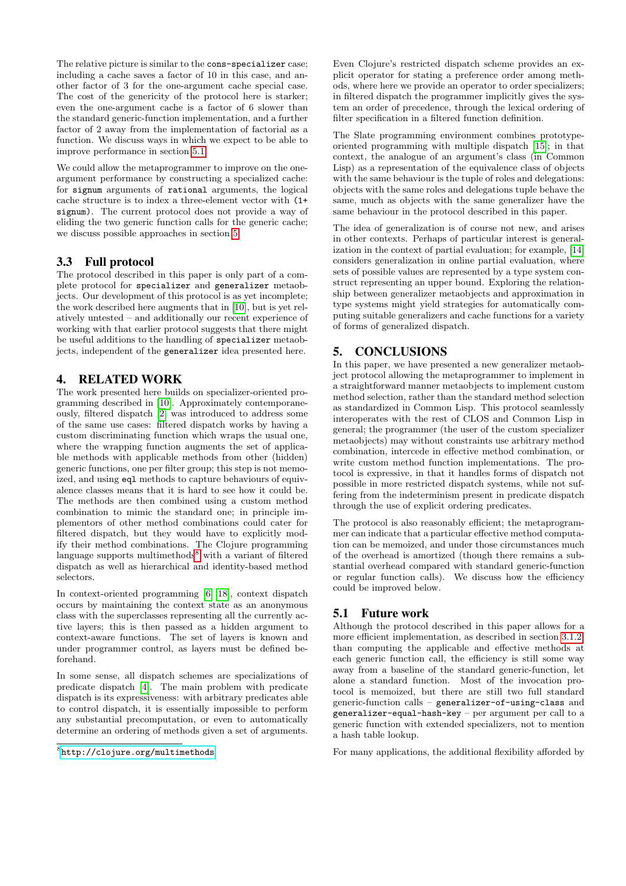The relative picture is similar to the `cons-specializer` case; including a cache saves a factor of 10 in this case, and another factor of 3 for the one-argument cache special case. The cost of the genericity of the protocol here is starker; even the one-argument cache is a factor of 6 slower than the standard generic-function implementation, and a further factor of 2 away from the implementation of factorial as a function. We discuss ways in which we expect to be able to improve performance in section 5.1.

We could allow the metaprogrammer to improve on the one-argument performance by constructing a specialized cache: for `signum` arguments of `rational` arguments, the logical cache structure is to index a three-element vector with `(1+ signum)`. The current protocol does not provide a way of eliding the two generic function calls for the generic cache; we discuss possible approaches in section 5.

## 3.3 Full protocol

The protocol described in this paper is only part of a complete protocol for `specializer` and `generalizer` metaobjects. Our development of this protocol is as yet incomplete; the work described here augments that in [10], but is yet relatively untested – and additionally our recent experience of working with that earlier protocol suggests that there might be useful additions to the handling of `specializer` metaobjects, independent of the `generalizer` idea presented here.

# 4. RELATED WORK

The work presented here builds on specializer-oriented programming described in [10]. Approximately contemporaneously, filtered dispatch [2] was introduced to address some of the same use cases: filtered dispatch works by having a custom discriminating function which wraps the usual one, where the wrapping function augments the set of applicable methods with applicable methods from other (hidden) generic functions, one per filter group; this step is not memoized, and using `eql` methods to capture behaviours of equivalence classes means that it is hard to see how it could be. The methods are then combined using a custom method combination to mimic the standard one; in principle implementors of other method combinations could cater for filtered dispatch, but they would have to explicitly modify their method combinations. The Clojure programming language supports multimethods[8] with a variant of filtered dispatch as well as hierarchical and identity-based method selectors.

In context-oriented programming [6, 18], context dispatch occurs by maintaining the context state as an anonymous class with the superclasses representing all the currently active layers; this is then passed as a hidden argument to context-aware functions. The set of layers is known and under programmer control, as layers must be defined beforehand.

In some sense, all dispatch schemes are specializations of predicate dispatch [4]. The main problem with predicate dispatch is its expressiveness: with arbitrary predicates able to control dispatch, it is essentially impossible to perform any substantial precomputation, or even to automatically determine an ordering of methods given a set of arguments.

[8] http://clojure.org/multimethods

Even Clojure's restricted dispatch scheme provides an explicit operator for stating a preference order among methods, where here we provide an operator to order specializers; in filtered dispatch the programmer implicitly gives the system an order of precedence, through the lexical ordering of filter specification in a filtered function definition.

The Slate programming environment combines prototype-oriented programming with multiple dispatch [15]; in that context, the analogue of an argument's class (in Common Lisp) as a representation of the equivalence class of objects with the same behaviour is the tuple of roles and delegations: objects with the same roles and delegations tuple behave the same, much as objects with the same generalizer have the same behaviour in the protocol described in this paper.

The idea of generalization is of course not new, and arises in other contexts. Perhaps of particular interest is generalization in the context of partial evaluation; for example, [14] considers generalization in online partial evaluation, where sets of possible values are represented by a type system construct representing an upper bound. Exploring the relationship between generalizer metaobjects and approximation in type systems might yield strategies for automatically computing suitable generalizers and cache functions for a variety of forms of generalized dispatch.

# 5. CONCLUSIONS

In this paper, we have presented a new generalizer metaobject protocol allowing the metaprogrammer to implement in a straightforward manner metaobjects to implement custom method selection, rather than the standard method selection as standardized in Common Lisp. This protocol seamlessly interoperates with the rest of CLOS and Common Lisp in general; the programmer (the user of the custom specializer metaobjects) may without constraints use arbitrary method combination, intercede in effective method combination, or write custom method function implementations. The protocol is expressive, in that it handles forms of dispatch not possible in more restricted dispatch systems, while not suffering from the indeterminism present in predicate dispatch through the use of explicit ordering predicates.

The protocol is also reasonably efficient; the metaprogrammer can indicate that a particular effective method computation can be memoized, and under those circumstances much of the overhead is amortized (though there remains a substantial overhead compared with standard generic-function or regular function calls). We discuss how the efficiency could be improved below.

## 5.1 Future work

Although the protocol described in this paper allows for a more efficient implementation, as described in section 3.1.2, than computing the applicable and effective methods at each generic function call, the efficiency is still some way away from a baseline of the standard generic-function, let alone a standard function. Most of the invocation protocol is memoized, but there are still two full standard generic-function calls – `generalizer-of-using-class` and `generalizer-equal-hash-key` – per argument per call to a generic function with extended specializers, not to mention a hash table lookup.

For many applications, the additional flexibility afforded by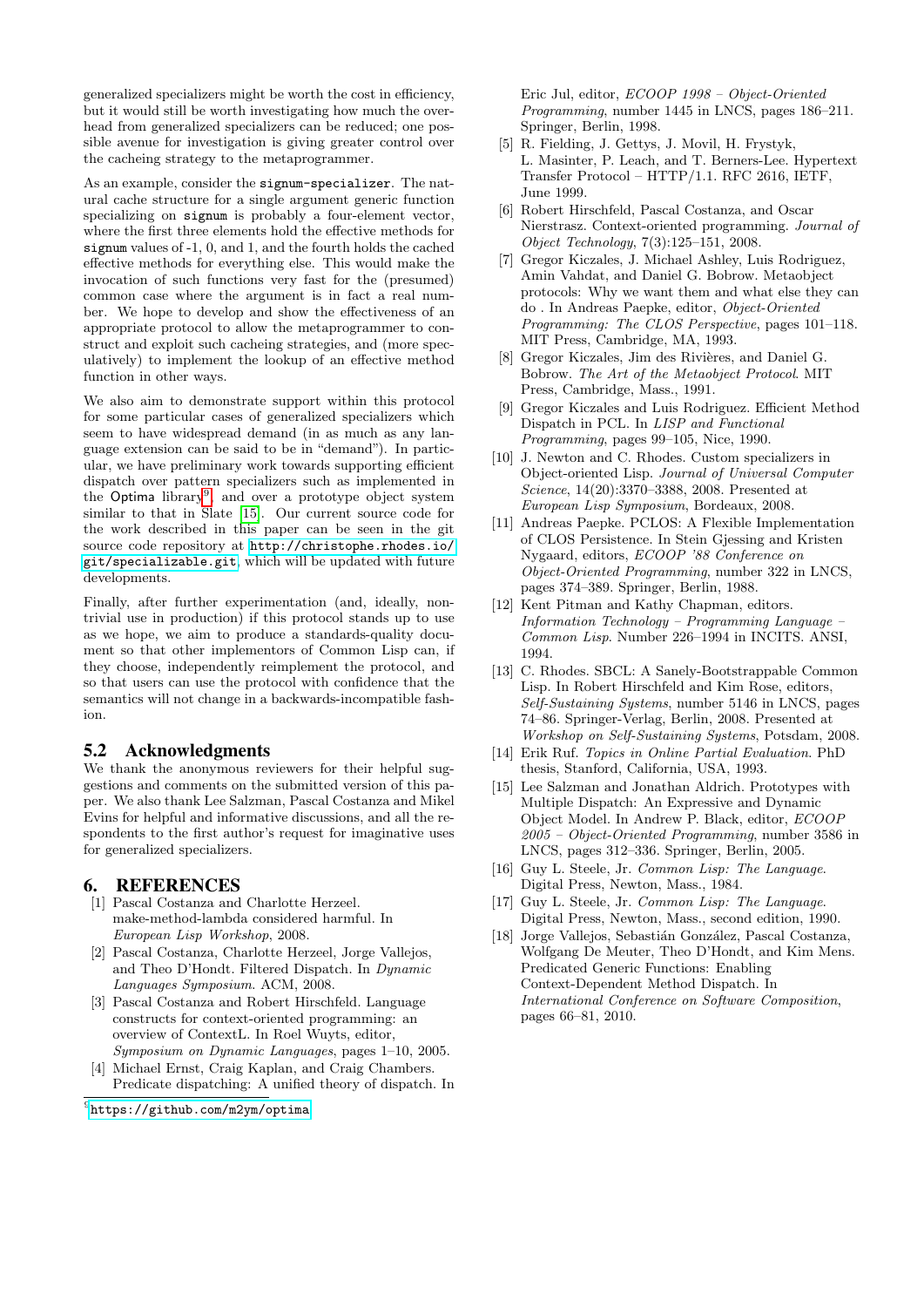generalized specializers might be worth the cost in efficiency, but it would still be worth investigating how much the overhead from generalized specializers can be reduced; one possible avenue for investigation is giving greater control over the cacheing strategy to the metaprogrammer.

As an example, consider the `signum-specializer`. The natural cache structure for a single argument generic function specializing on `signum` is probably a four-element vector, where the first three elements hold the effective methods for `signum` values of -1, 0, and 1, and the fourth holds the cached effective methods for everything else. This would make the invocation of such functions very fast for the (presumed) common case where the argument is in fact a real number. We hope to develop and show the effectiveness of an appropriate protocol to allow the metaprogrammer to construct and exploit such cacheing strategies, and (more speculatively) to implement the lookup of an effective method function in other ways.

We also aim to demonstrate support within this protocol for some particular cases of generalized specializers which seem to have widespread demand (in as much as any language extension can be said to be in "demand"). In particular, we have preliminary work towards supporting efficient dispatch over pattern specializers such as implemented in the Optima library[9], and over a prototype object system similar to that in Slate [15]. Our current source code for the work described in this paper can be seen in the git source code repository at http://christophe.rhodes.io/git/specializable.git, which will be updated with future developments.

Finally, after further experimentation (and, ideally, non-trivial use in production) if this protocol stands up to use as we hope, we aim to produce a standards-quality document so that other implementors of Common Lisp can, if they choose, independently reimplement the protocol, and so that users can use the protocol with confidence that the semantics will not change in a backwards-incompatible fashion.

## 5.2 Acknowledgments

We thank the anonymous reviewers for their helpful suggestions and comments on the submitted version of this paper. We also thank Lee Salzman, Pascal Costanza and Mikel Evins for helpful and informative discussions, and all the respondents to the first author's request for imaginative uses for generalized specializers.

# 6. REFERENCES

[1] Pascal Costanza and Charlotte Herzeel. make-method-lambda considered harmful. In *European Lisp Workshop*, 2008.

[2] Pascal Costanza, Charlotte Herzeel, Jorge Vallejos, and Theo D'Hondt. Filtered Dispatch. In *Dynamic Languages Symposium*. ACM, 2008.

[3] Pascal Costanza and Robert Hirschfeld. Language constructs for context-oriented programming: an overview of ContextL. In Roel Wuyts, editor, *Symposium on Dynamic Languages*, pages 1–10, 2005.

[4] Michael Ernst, Craig Kaplan, and Craig Chambers. Predicate dispatching: A unified theory of dispatch. In Eric Jul, editor, *ECOOP 1998 – Object-Oriented Programming*, number 1445 in LNCS, pages 186–211. Springer, Berlin, 1998.

[5] R. Fielding, J. Gettys, J. Movil, H. Frystyk, L. Masinter, P. Leach, and T. Berners-Lee. Hypertext Transfer Protocol – HTTP/1.1. RFC 2616, IETF, June 1999.

[6] Robert Hirschfeld, Pascal Costanza, and Oscar Nierstrasz. Context-oriented programming. *Journal of Object Technology*, 7(3):125–151, 2008.

[7] Gregor Kiczales, J. Michael Ashley, Luis Rodriguez, Amin Vahdat, and Daniel G. Bobrow. Metaobject protocols: Why we want them and what else they can do . In Andreas Paepke, editor, *Object-Oriented Programming: The CLOS Perspective*, pages 101–118. MIT Press, Cambridge, MA, 1993.

[8] Gregor Kiczales, Jim des Rivières, and Daniel G. Bobrow. *The Art of the Metaobject Protocol*. MIT Press, Cambridge, Mass., 1991.

[9] Gregor Kiczales and Luis Rodriguez. Efficient Method Dispatch in PCL. In *LISP and Functional Programming*, pages 99–105, Nice, 1990.

[10] J. Newton and C. Rhodes. Custom specializers in Object-oriented Lisp. *Journal of Universal Computer Science*, 14(20):3370–3388, 2008. Presented at *European Lisp Symposium*, Bordeaux, 2008.

[11] Andreas Paepke. PCLOS: A Flexible Implementation of CLOS Persistence. In Stein Gjessing and Kristen Nygaard, editors, *ECOOP '88 Conference on Object-Oriented Programming*, number 322 in LNCS, pages 374–389. Springer, Berlin, 1988.

[12] Kent Pitman and Kathy Chapman, editors. *Information Technology – Programming Language – Common Lisp*. Number 226–1994 in INCITS. ANSI, 1994.

[13] C. Rhodes. SBCL: A Sanely-Bootstrappable Common Lisp. In Robert Hirschfeld and Kim Rose, editors, *Self-Sustaining Systems*, number 5146 in LNCS, pages 74–86. Springer-Verlag, Berlin, 2008. Presented at *Workshop on Self-Sustaining Systems*, Potsdam, 2008.

[14] Erik Ruf. *Topics in Online Partial Evaluation*. PhD thesis, Stanford, California, USA, 1993.

[15] Lee Salzman and Jonathan Aldrich. Prototypes with Multiple Dispatch: An Expressive and Dynamic Object Model. In Andrew P. Black, editor, *ECOOP 2005 – Object-Oriented Programming*, number 3586 in LNCS, pages 312–336. Springer, Berlin, 2005.

[16] Guy L. Steele, Jr. *Common Lisp: The Language*. Digital Press, Newton, Mass., 1984.

[17] Guy L. Steele, Jr. *Common Lisp: The Language*. Digital Press, Newton, Mass., second edition, 1990.

[18] Jorge Vallejos, Sebastián González, Pascal Costanza, Wolfgang De Meuter, Theo D'Hondt, and Kim Mens. Predicated Generic Functions: Enabling Context-Dependent Method Dispatch. In *International Conference on Software Composition*, pages 66–81, 2010.

[9] https://github.com/m2ym/optima